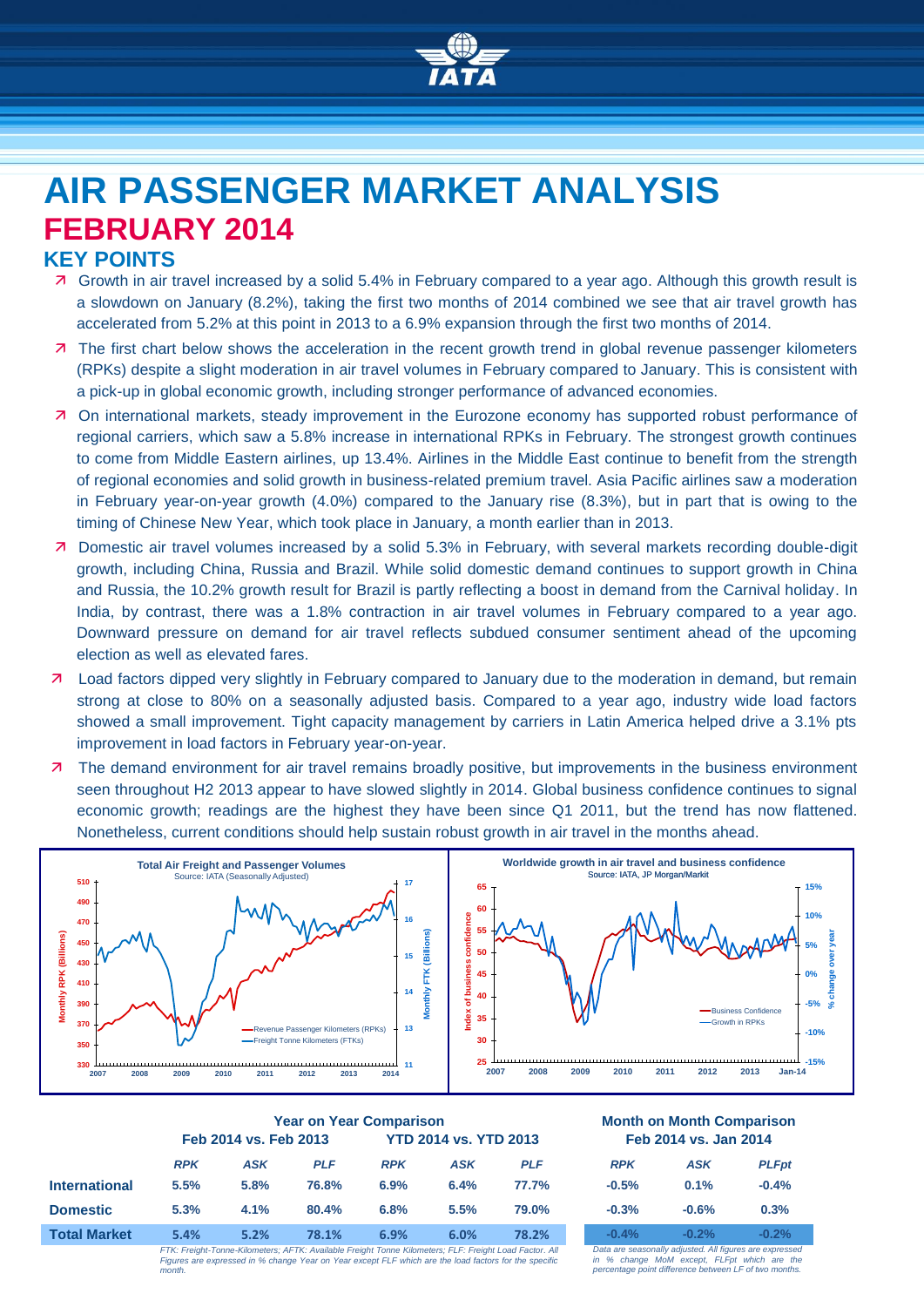# AIR PASSENGER MARKET ANALYSIS

## FEBRUARY 2014

### KEY POINTS

- Growth in air travel increased by a solid 5.4% in February compared to a year ago. Although this growth result is a slowdown on January (8.2%), taking the first two months of 2014 combined we see that air travel growth has accelerated from 5.2% at this point in 2013 to a 6.9% expansion through the first two months of 2014.
- The first chart below shows the acceleration in the recent growth trend in global revenue passenger kilometers (RPKs) despite a slight moderation in air travel volumes in February compared to January. This is consistent with a pick-up in global economic growth, including stronger performance of advanced economies.
- On international markets, steady improvement in the Eurozone economy has supported robust performance of regional carriers, which saw a 5.8% increase in international RPKs in February. The strongest growth continues to come from Middle Eastern airlines, up 13.4%. Airlines in the Middle East continue to benefit from the strength of regional economies and solid growth in business-related premium travel. Asia Pacific airlines saw a moderation in February year-on-year growth (4.0%) compared to the January rise (8.3%), but in part that is owing to the timing of Chinese New Year, which took place in January, a month earlier than in 2013.
- Domestic air travel volumes increased by a solid 5.3% in February, with several markets recording double-digit growth, including China, Russia and Brazil. While solid domestic demand continues to support growth in China and Russia, the 10.2% growth result for Brazil is partly reflecting a boost in demand from the Carnival holiday. In India, by contrast, there was a 1.8% contraction in air travel volumes in February compared to a year ago. Downward pressure on demand for air travel reflects subdued consumer sentiment ahead of the upcoming election as well as elevated fares.
- Load factors dipped very slightly in February compared to January due to the moderation in demand, but remain strong at close to 80% on a seasonally adjusted basis. Compared to a year ago, industry wide load factors showed a small improvement. Tight capacity management by carriers in Latin America helped drive a 3.1% pts improvement in load factors in February year-on-year.
- The demand environment for air travel remains broadly positive, but improvements in the business environment seen throughout H2 2013 appear to have slowed slightly in 2014. Global business confidence continues to signal economic growth; readings are the highest they have been since Q1 2011, but the trend has now flattened. Nonetheless, current conditions should help sustain robust growth in air travel in the months ahead.

**Total Air Freight and Passenger Volumes**
Source: IATA (Seasonally Adjusted)

**Worldwide growth in air travel and business confidence**
Source: IATA, JP Morgan/Markit

| | Year on Year Comparison | | | | | | Month on Month Comparison | | |
|---|---|---|---|---|---|---|---|---|---|
| | Feb 2014 vs. Feb 2013 | | | YTD 2014 vs. YTD 2013 | | | Feb 2014 vs. Jan 2014 | | |
| | *RPK* | *ASK* | *PLF* | *RPK* | *ASK* | *PLF* | *RPK* | *ASK* | *PLFpt* |
| **International** | 5.5% | 5.8% | 76.8% | 6.9% | 6.4% | 77.7% | -0.5% | 0.1% | -0.4% |
| **Domestic** | 5.3% | 4.1% | 80.4% | 6.8% | 5.5% | 79.0% | -0.3% | -0.6% | 0.3% |
| **Total Market** | 5.4% | 5.2% | 78.1% | 6.9% | 6.0% | 78.2% | -0.4% | -0.2% | -0.2% |

*FTK: Freight-Tonne-Kilometers; AFTK: Available Freight Tonne Kilometers; FLF: Freight Load Factor. All Figures are expressed in % change Year on Year except FLF which are the load factors for the specific month.*

*Data are seasonally adjusted. All figures are expressed in % change MoM except, FLFpt which are the percentage point difference between LF of two months.*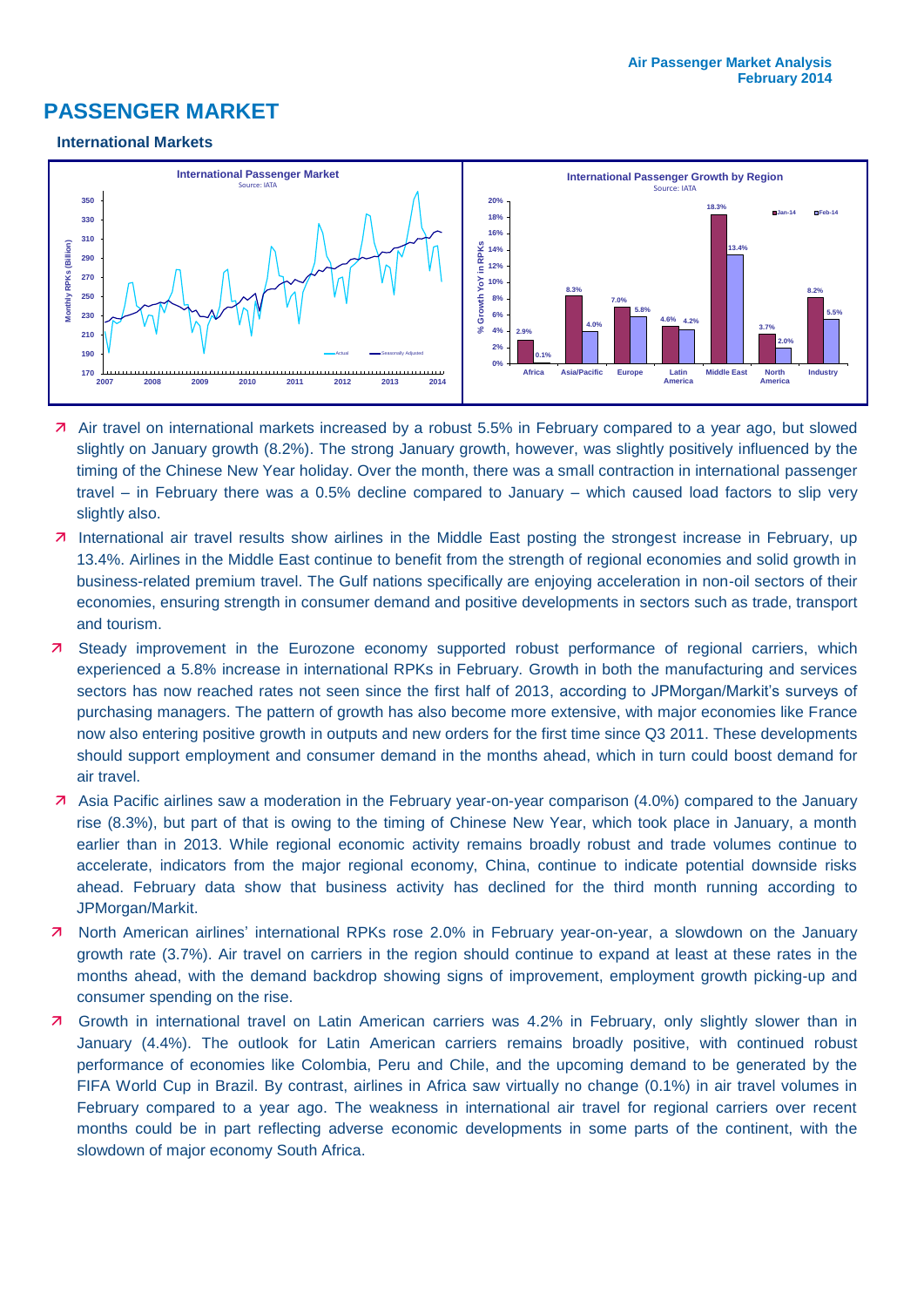# PASSENGER MARKET

### International Markets

**International Passenger Market**
Source: IATA

**International Passenger Growth by Region**
Source: IATA

| Region | Jan-14 | Feb-14 |
|---|---|---|
| Africa | 2.9% | 0.1% |
| Asia/Pacific | 8.3% | 4.0% |
| Europe | 7.0% | 5.8% |
| Latin America | 4.6% | 4.2% |
| Middle East | 18.3% | 13.4% |
| North America | 3.7% | 2.0% |
| Industry | 8.2% | 5.5% |

- Air travel on international markets increased by a robust 5.5% in February compared to a year ago, but slowed slightly on January growth (8.2%). The strong January growth, however, was slightly positively influenced by the timing of the Chinese New Year holiday. Over the month, there was a small contraction in international passenger travel – in February there was a 0.5% decline compared to January – which caused load factors to slip very slightly also.
- International air travel results show airlines in the Middle East posting the strongest increase in February, up 13.4%. Airlines in the Middle East continue to benefit from the strength of regional economies and solid growth in business-related premium travel. The Gulf nations specifically are enjoying acceleration in non-oil sectors of their economies, ensuring strength in consumer demand and positive developments in sectors such as trade, transport and tourism.
- Steady improvement in the Eurozone economy supported robust performance of regional carriers, which experienced a 5.8% increase in international RPKs in February. Growth in both the manufacturing and services sectors has now reached rates not seen since the first half of 2013, according to JPMorgan/Markit's surveys of purchasing managers. The pattern of growth has also become more extensive, with major economies like France now also entering positive growth in outputs and new orders for the first time since Q3 2011. These developments should support employment and consumer demand in the months ahead, which in turn could boost demand for air travel.
- Asia Pacific airlines saw a moderation in the February year-on-year comparison (4.0%) compared to the January rise (8.3%), but part of that is owing to the timing of Chinese New Year, which took place in January, a month earlier than in 2013. While regional economic activity remains broadly robust and trade volumes continue to accelerate, indicators from the major regional economy, China, continue to indicate potential downside risks ahead. February data show that business activity has declined for the third month running according to JPMorgan/Markit.
- North American airlines' international RPKs rose 2.0% in February year-on-year, a slowdown on the January growth rate (3.7%). Air travel on carriers in the region should continue to expand at least at these rates in the months ahead, with the demand backdrop showing signs of improvement, employment growth picking-up and consumer spending on the rise.
- Growth in international travel on Latin American carriers was 4.2% in February, only slightly slower than in January (4.4%). The outlook for Latin American carriers remains broadly positive, with continued robust performance of economies like Colombia, Peru and Chile, and the upcoming demand to be generated by the FIFA World Cup in Brazil. By contrast, airlines in Africa saw virtually no change (0.1%) in air travel volumes in February compared to a year ago. The weakness in international air travel for regional carriers over recent months could be in part reflecting adverse economic developments in some parts of the continent, with the slowdown of major economy South Africa.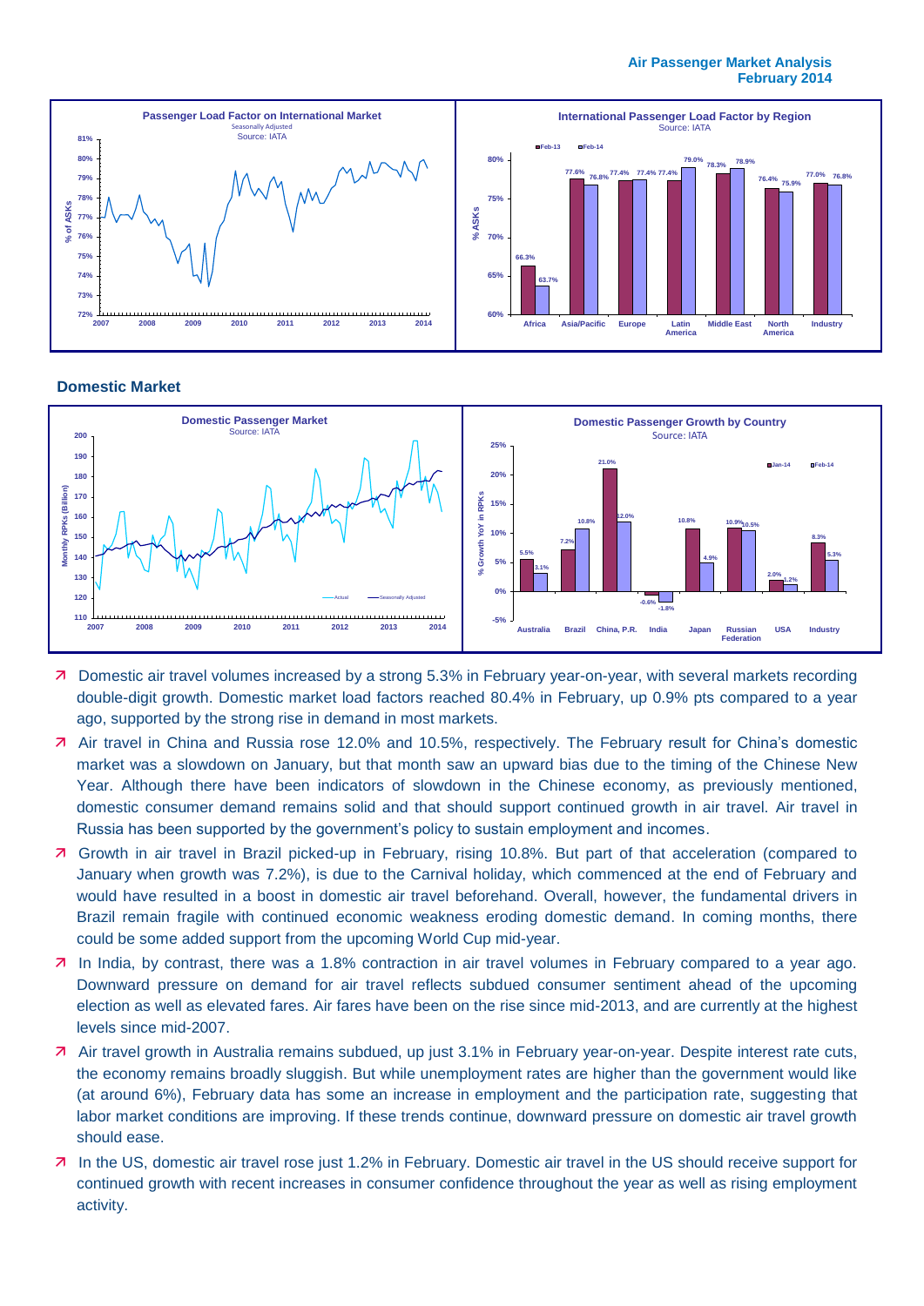## Domestic Market

- Domestic air travel volumes increased by a strong 5.3% in February year-on-year, with several markets recording double-digit growth. Domestic market load factors reached 80.4% in February, up 0.9% pts compared to a year ago, supported by the strong rise in demand in most markets.
- Air travel in China and Russia rose 12.0% and 10.5%, respectively. The February result for China's domestic market was a slowdown on January, but that month saw an upward bias due to the timing of the Chinese New Year. Although there have been indicators of slowdown in the Chinese economy, as previously mentioned, domestic consumer demand remains solid and that should support continued growth in air travel. Air travel in Russia has been supported by the government's policy to sustain employment and incomes.
- Growth in air travel in Brazil picked-up in February, rising 10.8%. But part of that acceleration (compared to January when growth was 7.2%), is due to the Carnival holiday, which commenced at the end of February and would have resulted in a boost in domestic air travel beforehand. Overall, however, the fundamental drivers in Brazil remain fragile with continued economic weakness eroding domestic demand. In coming months, there could be some added support from the upcoming World Cup mid-year.
- In India, by contrast, there was a 1.8% contraction in air travel volumes in February compared to a year ago. Downward pressure on demand for air travel reflects subdued consumer sentiment ahead of the upcoming election as well as elevated fares. Air fares have been on the rise since mid-2013, and are currently at the highest levels since mid-2007.
- Air travel growth in Australia remains subdued, up just 3.1% in February year-on-year. Despite interest rate cuts, the economy remains broadly sluggish. But while unemployment rates are higher than the government would like (at around 6%), February data has some an increase in employment and the participation rate, suggesting that labor market conditions are improving. If these trends continue, downward pressure on domestic air travel growth should ease.
- In the US, domestic air travel rose just 1.2% in February. Domestic air travel in the US should receive support for continued growth with recent increases in consumer confidence throughout the year as well as rising employment activity.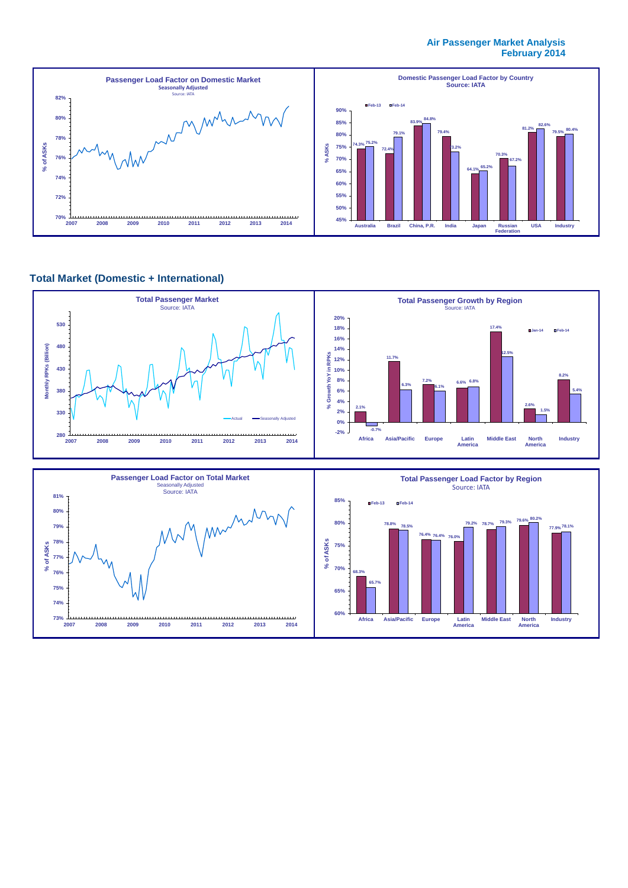# Air Passenger Market Analysis
# February 2014

**Passenger Load Factor on Domestic Market**
Seasonally Adjusted
Source: IATA

**Domestic Passenger Load Factor by Country**
Source: IATA

| Country | Feb-13 | Feb-14 |
|---|---|---|
| Australia | 74.3% | 75.2% |
| Brazil | 72.4% | 79.1% |
| China, P.R. | 83.9% | 84.8% |
| India | 79.4% | 73.2% |
| Japan | 64.1% | 65.2% |
| Russian Federation | 70.3% | 67.2% |
| USA | 81.2% | 82.6% |
| Industry | 79.5% | 80.4% |

## Total Market (Domestic + International)

**Total Passenger Market**
Source: IATA

**Total Passenger Growth by Region**
Source: IATA

| Region | Jan-14 | Feb-14 |
|---|---|---|
| Africa | 2.1% | -0.7% |
| Asia/Pacific | 11.7% | 6.3% |
| Europe | 7.2% | 6.1% |
| Latin America | 6.6% | 6.8% |
| Middle East | 17.4% | 12.5% |
| North America | 2.6% | 1.5% |
| Industry | 8.2% | 5.4% |

**Passenger Load Factor on Total Market**
Seasonally Adjusted
Source: IATA

**Total Passenger Load Factor by Region**
Source: IATA

| Region | Feb-13 | Feb-14 |
|---|---|---|
| Africa | 68.3% | 65.7% |
| Asia/Pacific | 78.8% | 78.5% |
| Europe | 76.4% | 76.4% |
| Latin America | 76.0% | 79.2% |
| Middle East | 78.7% | 79.3% |
| North America | 79.6% | 80.2% |
| Industry | 77.9% | 78.1% |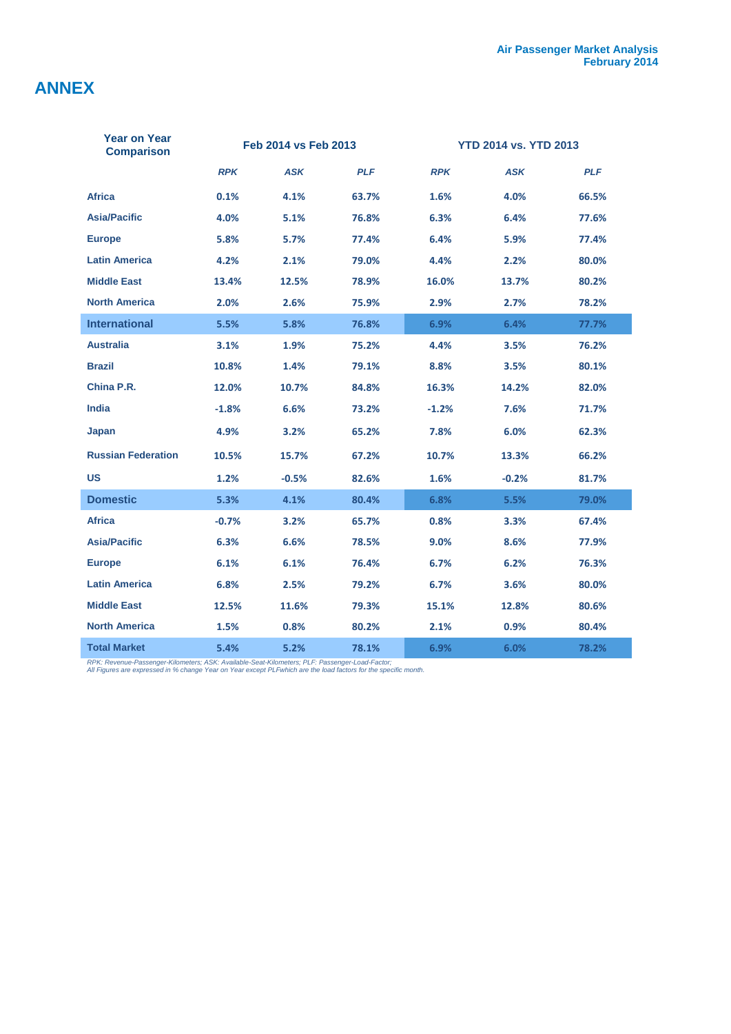# ANNEX

| Year on Year Comparison | Feb 2014 vs Feb 2013 | | | YTD 2014 vs. YTD 2013 | | |
|---|---|---|---|---|---|---|
| | *RPK* | *ASK* | *PLF* | *RPK* | *ASK* | *PLF* |
| **Africa** | 0.1% | 4.1% | 63.7% | 1.6% | 4.0% | 66.5% |
| **Asia/Pacific** | 4.0% | 5.1% | 76.8% | 6.3% | 6.4% | 77.6% |
| **Europe** | 5.8% | 5.7% | 77.4% | 6.4% | 5.9% | 77.4% |
| **Latin America** | 4.2% | 2.1% | 79.0% | 4.4% | 2.2% | 80.0% |
| **Middle East** | 13.4% | 12.5% | 78.9% | 16.0% | 13.7% | 80.2% |
| **North America** | 2.0% | 2.6% | 75.9% | 2.9% | 2.7% | 78.2% |
| **International** | 5.5% | 5.8% | 76.8% | 6.9% | 6.4% | 77.7% |
| **Australia** | 3.1% | 1.9% | 75.2% | 4.4% | 3.5% | 76.2% |
| **Brazil** | 10.8% | 1.4% | 79.1% | 8.8% | 3.5% | 80.1% |
| **China P.R.** | 12.0% | 10.7% | 84.8% | 16.3% | 14.2% | 82.0% |
| **India** | -1.8% | 6.6% | 73.2% | -1.2% | 7.6% | 71.7% |
| **Japan** | 4.9% | 3.2% | 65.2% | 7.8% | 6.0% | 62.3% |
| **Russian Federation** | 10.5% | 15.7% | 67.2% | 10.7% | 13.3% | 66.2% |
| **US** | 1.2% | -0.5% | 82.6% | 1.6% | -0.2% | 81.7% |
| **Domestic** | 5.3% | 4.1% | 80.4% | 6.8% | 5.5% | 79.0% |
| **Africa** | -0.7% | 3.2% | 65.7% | 0.8% | 3.3% | 67.4% |
| **Asia/Pacific** | 6.3% | 6.6% | 78.5% | 9.0% | 8.6% | 77.9% |
| **Europe** | 6.1% | 6.1% | 76.4% | 6.7% | 6.2% | 76.3% |
| **Latin America** | 6.8% | 2.5% | 79.2% | 6.7% | 3.6% | 80.0% |
| **Middle East** | 12.5% | 11.6% | 79.3% | 15.1% | 12.8% | 80.6% |
| **North America** | 1.5% | 0.8% | 80.2% | 2.1% | 0.9% | 80.4% |
| **Total Market** | 5.4% | 5.2% | 78.1% | 6.9% | 6.0% | 78.2% |

*RPK: Revenue-Passenger-Kilometers; ASK: Available-Seat-Kilometers; PLF: Passenger-Load-Factor;*
*All Figures are expressed in % change Year on Year except PLFwhich are the load factors for the specific month.*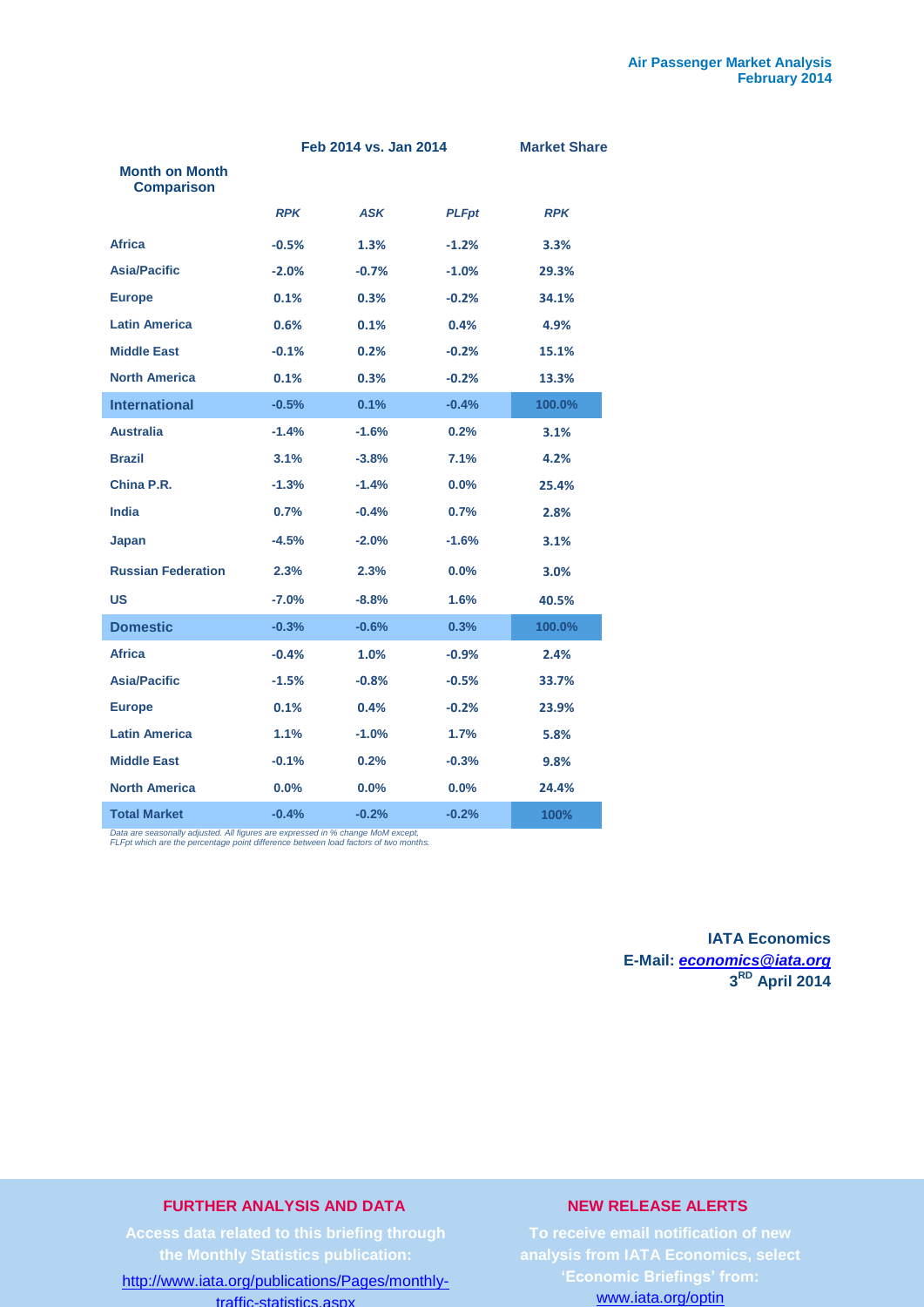| Month on Month Comparison | Feb 2014 vs. Jan 2014 | | | Market Share |
|---|---|---|---|---|
| | *RPK* | *ASK* | *PLFpt* | *RPK* |
| Africa | -0.5% | 1.3% | -1.2% | 3.3% |
| Asia/Pacific | -2.0% | -0.7% | -1.0% | 29.3% |
| Europe | 0.1% | 0.3% | -0.2% | 34.1% |
| Latin America | 0.6% | 0.1% | 0.4% | 4.9% |
| Middle East | -0.1% | 0.2% | -0.2% | 15.1% |
| North America | 0.1% | 0.3% | -0.2% | 13.3% |
| **International** | -0.5% | 0.1% | -0.4% | 100.0% |
| Australia | -1.4% | -1.6% | 0.2% | 3.1% |
| Brazil | 3.1% | -3.8% | 7.1% | 4.2% |
| China P.R. | -1.3% | -1.4% | 0.0% | 25.4% |
| India | 0.7% | -0.4% | 0.7% | 2.8% |
| Japan | -4.5% | -2.0% | -1.6% | 3.1% |
| Russian Federation | 2.3% | 2.3% | 0.0% | 3.0% |
| US | -7.0% | -8.8% | 1.6% | 40.5% |
| **Domestic** | -0.3% | -0.6% | 0.3% | 100.0% |
| Africa | -0.4% | 1.0% | -0.9% | 2.4% |
| Asia/Pacific | -1.5% | -0.8% | -0.5% | 33.7% |
| Europe | 0.1% | 0.4% | -0.2% | 23.9% |
| Latin America | 1.1% | -1.0% | 1.7% | 5.8% |
| Middle East | -0.1% | 0.2% | -0.3% | 9.8% |
| North America | 0.0% | 0.0% | 0.0% | 24.4% |
| **Total Market** | -0.4% | -0.2% | -0.2% | 100% |

*Data are seasonally adjusted. All figures are expressed in % change MoM except, FLFpt which are the percentage point difference between load factors of two months.*

**IATA Economics**
**E-Mail: *economics@iata.org***
**3RD April 2014**

**FURTHER ANALYSIS AND DATA**

Access data related to this briefing through the Monthly Statistics publication:

http://www.iata.org/publications/Pages/monthly-traffic-statistics.aspx

**NEW RELEASE ALERTS**

To receive email notification of new analysis from IATA Economics, select 'Economic Briefings' from:

www.iata.org/optin